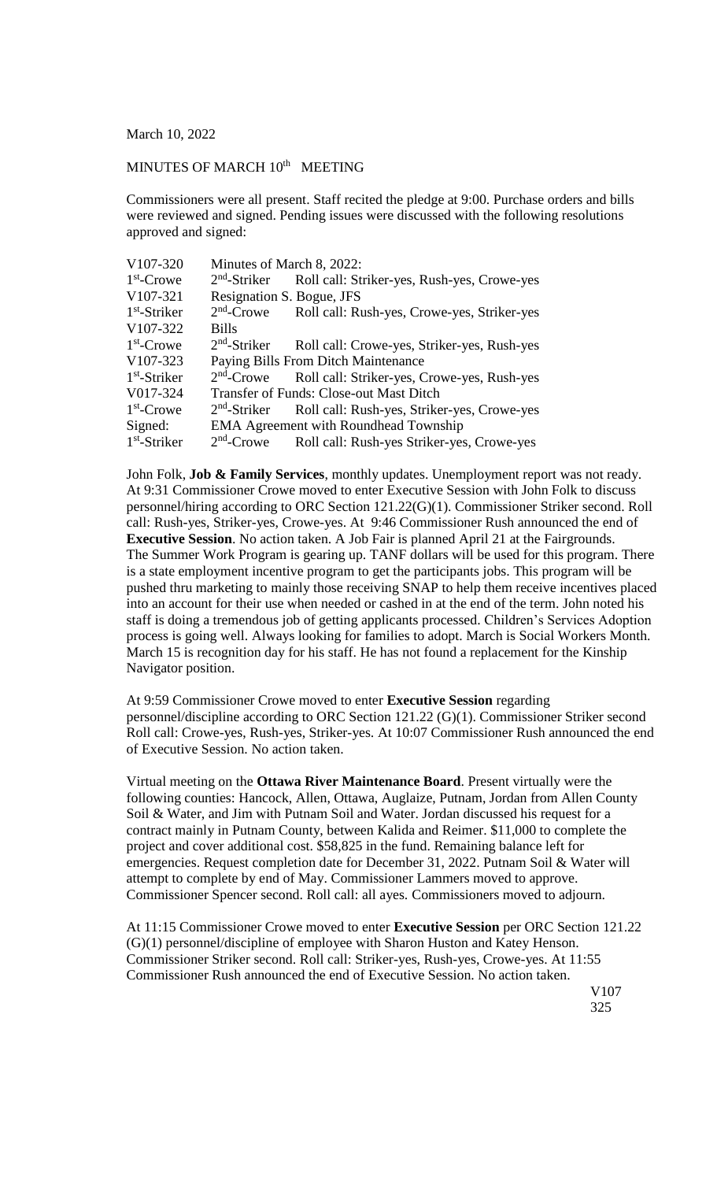March 10, 2022

MINUTES OF MARCH 10th MEETING

Commissioners were all present. Staff recited the pledge at 9:00. Purchase orders and bills were reviewed and signed. Pending issues were discussed with the following resolutions approved and signed:

| | | |
|---|---|---|
| V107-320 | Minutes of March 8, 2022: | |
| 1st-Crowe | 2nd-Striker | Roll call: Striker-yes, Rush-yes, Crowe-yes |
| V107-321 | Resignation S. Bogue, JFS | |
| 1st-Striker | 2nd-Crowe | Roll call: Rush-yes, Crowe-yes, Striker-yes |
| V107-322 | Bills | |
| 1st-Crowe | 2nd-Striker | Roll call: Crowe-yes, Striker-yes, Rush-yes |
| V107-323 | Paying Bills From Ditch Maintenance | |
| 1st-Striker | 2nd-Crowe | Roll call: Striker-yes, Crowe-yes, Rush-yes |
| V017-324 | Transfer of Funds: Close-out Mast Ditch | |
| 1st-Crowe | 2nd-Striker | Roll call: Rush-yes, Striker-yes, Crowe-yes |
| Signed: | EMA Agreement with Roundhead Township | |
| 1st-Striker | 2nd-Crowe | Roll call: Rush-yes Striker-yes, Crowe-yes |

John Folk, **Job & Family Services**, monthly updates. Unemployment report was not ready. At 9:31 Commissioner Crowe moved to enter Executive Session with John Folk to discuss personnel/hiring according to ORC Section 121.22(G)(1). Commissioner Striker second. Roll call: Rush-yes, Striker-yes, Crowe-yes. At 9:46 Commissioner Rush announced the end of **Executive Session**. No action taken. A Job Fair is planned April 21 at the Fairgrounds. The Summer Work Program is gearing up. TANF dollars will be used for this program. There is a state employment incentive program to get the participants jobs. This program will be pushed thru marketing to mainly those receiving SNAP to help them receive incentives placed into an account for their use when needed or cashed in at the end of the term. John noted his staff is doing a tremendous job of getting applicants processed. Children's Services Adoption process is going well. Always looking for families to adopt. March is Social Workers Month. March 15 is recognition day for his staff. He has not found a replacement for the Kinship Navigator position.

At 9:59 Commissioner Crowe moved to enter **Executive Session** regarding personnel/discipline according to ORC Section 121.22 (G)(1). Commissioner Striker second Roll call: Crowe-yes, Rush-yes, Striker-yes. At 10:07 Commissioner Rush announced the end of Executive Session. No action taken.

Virtual meeting on the **Ottawa River Maintenance Board**. Present virtually were the following counties: Hancock, Allen, Ottawa, Auglaize, Putnam, Jordan from Allen County Soil & Water, and Jim with Putnam Soil and Water. Jordan discussed his request for a contract mainly in Putnam County, between Kalida and Reimer. $11,000 to complete the project and cover additional cost. $58,825 in the fund. Remaining balance left for emergencies. Request completion date for December 31, 2022. Putnam Soil & Water will attempt to complete by end of May. Commissioner Lammers moved to approve. Commissioner Spencer second. Roll call: all ayes. Commissioners moved to adjourn.

At 11:15 Commissioner Crowe moved to enter **Executive Session** per ORC Section 121.22 (G)(1) personnel/discipline of employee with Sharon Huston and Katey Henson. Commissioner Striker second. Roll call: Striker-yes, Rush-yes, Crowe-yes. At 11:55 Commissioner Rush announced the end of Executive Session. No action taken.

V107
325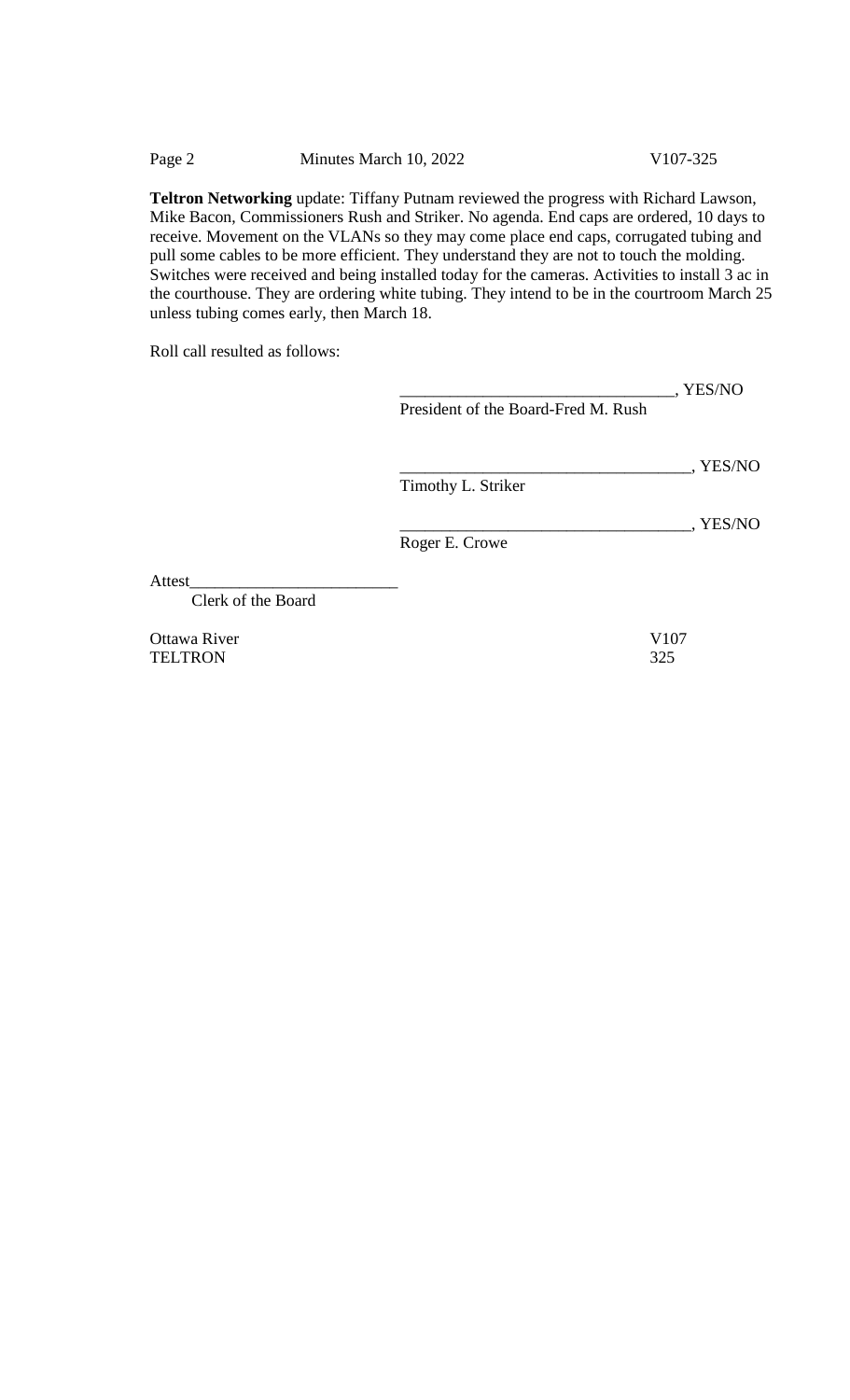**Teltron Networking** update: Tiffany Putnam reviewed the progress with Richard Lawson, Mike Bacon, Commissioners Rush and Striker. No agenda. End caps are ordered, 10 days to receive. Movement on the VLANs so they may come place end caps, corrugated tubing and pull some cables to be more efficient. They understand they are not to touch the molding. Switches were received and being installed today for the cameras. Activities to install 3 ac in the courthouse. They are ordering white tubing. They intend to be in the courtroom March 25 unless tubing comes early, then March 18.

Roll call resulted as follows:

_________________________________, YES/NO
President of the Board-Fred M. Rush

__________________________________, YES/NO
Timothy L. Striker

__________________________________, YES/NO
Roger E. Crowe

Attest_________________________
Clerk of the Board

Ottawa River V107
TELTRON 325